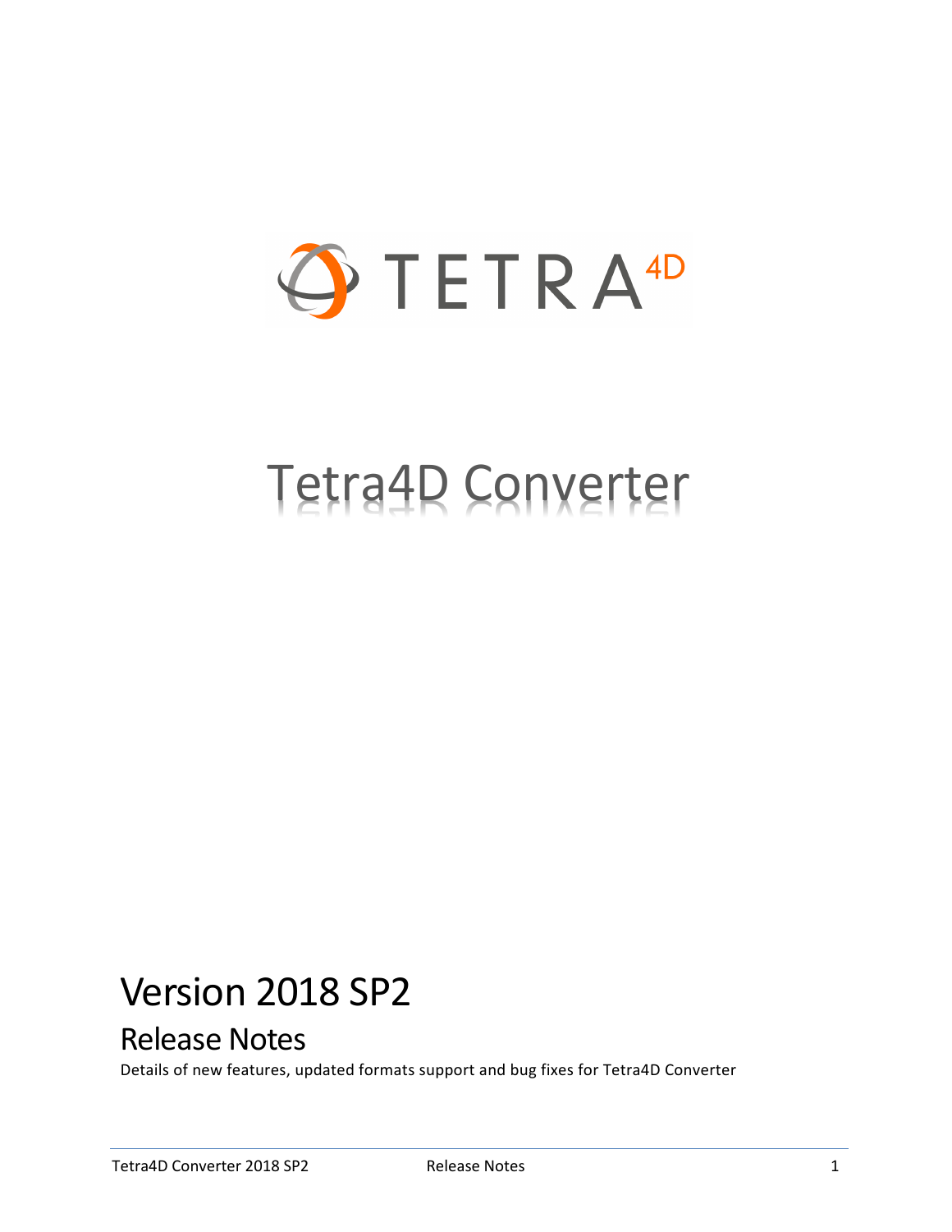TETRA 4D

# Tetra4D Converter

## Version 2018 SP2

### Release Notes

Details of new features, updated formats support and bug fixes for Tetra4D Converter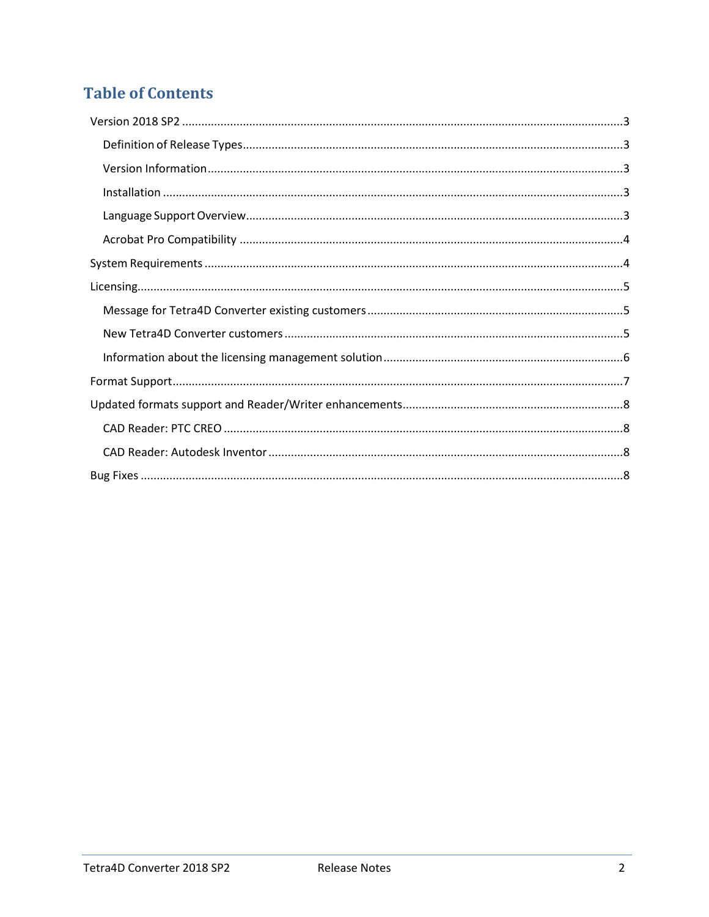# Table of Contents

- Version 2018 SP2 ........ 3
  - Definition of Release Types ........ 3
  - Version Information ........ 3
  - Installation ........ 3
  - Language Support Overview ........ 3
  - Acrobat Pro Compatibility ........ 4
- System Requirements ........ 4
- Licensing ........ 5
  - Message for Tetra4D Converter existing customers ........ 5
  - New Tetra4D Converter customers ........ 5
  - Information about the licensing management solution ........ 6
- Format Support ........ 7
- Updated formats support and Reader/Writer enhancements ........ 8
  - CAD Reader: PTC CREO ........ 8
  - CAD Reader: Autodesk Inventor ........ 8
- Bug Fixes ........ 8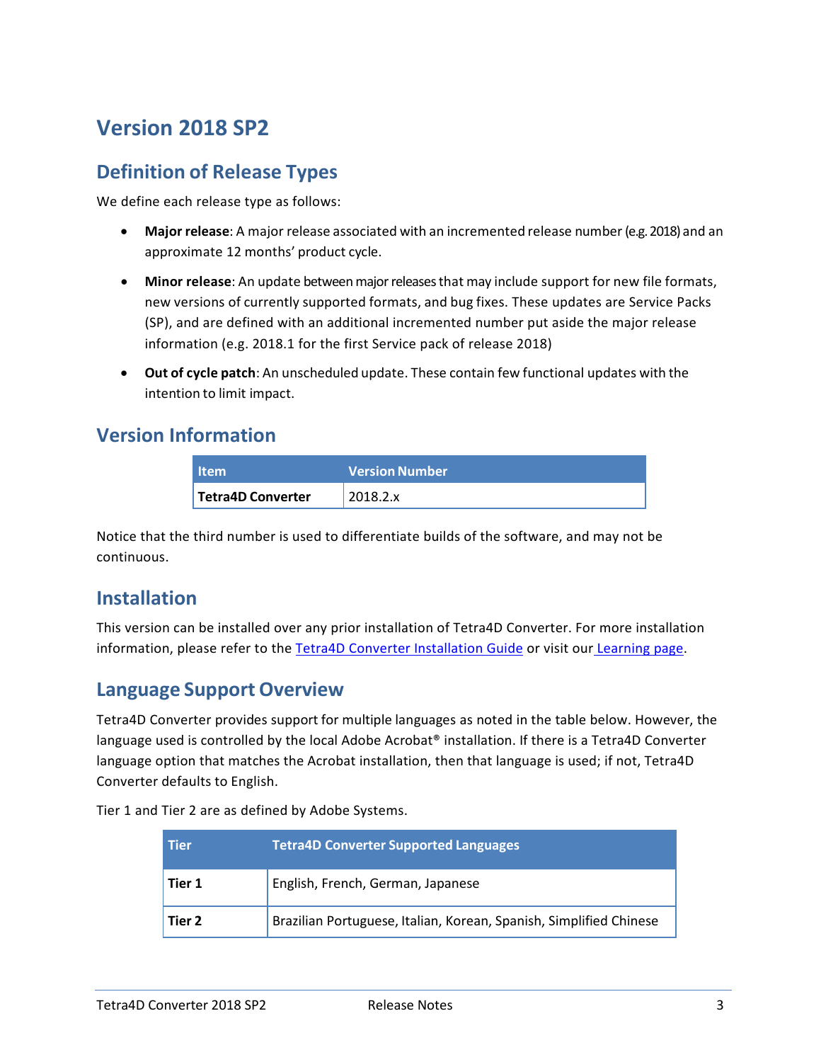# Version 2018 SP2

## Definition of Release Types

We define each release type as follows:

- **Major release**: A major release associated with an incremented release number (e.g. 2018) and an approximate 12 months' product cycle.
- **Minor release**: An update between major releases that may include support for new file formats, new versions of currently supported formats, and bug fixes. These updates are Service Packs (SP), and are defined with an additional incremented number put aside the major release information (e.g. 2018.1 for the first Service pack of release 2018)
- **Out of cycle patch**: An unscheduled update. These contain few functional updates with the intention to limit impact.

## Version Information

| Item | Version Number |
|---|---|
| **Tetra4D Converter** | 2018.2.x |

Notice that the third number is used to differentiate builds of the software, and may not be continuous.

## Installation

This version can be installed over any prior installation of Tetra4D Converter. For more installation information, please refer to the Tetra4D Converter Installation Guide or visit our Learning page.

## Language Support Overview

Tetra4D Converter provides support for multiple languages as noted in the table below. However, the language used is controlled by the local Adobe Acrobat® installation. If there is a Tetra4D Converter language option that matches the Acrobat installation, then that language is used; if not, Tetra4D Converter defaults to English.

Tier 1 and Tier 2 are as defined by Adobe Systems.

| Tier | Tetra4D Converter Supported Languages |
|---|---|
| **Tier 1** | English, French, German, Japanese |
| **Tier 2** | Brazilian Portuguese, Italian, Korean, Spanish, Simplified Chinese |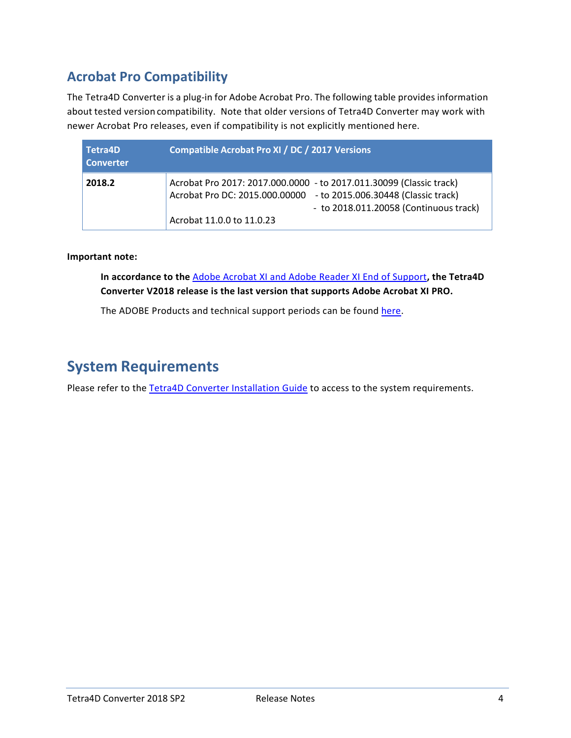## Acrobat Pro Compatibility

The Tetra4D Converter is a plug-in for Adobe Acrobat Pro. The following table provides information about tested version compatibility. Note that older versions of Tetra4D Converter may work with newer Acrobat Pro releases, even if compatibility is not explicitly mentioned here.

| Tetra4D Converter | Compatible Acrobat Pro XI / DC / 2017 Versions |
|---|---|
| **2018.2** | Acrobat Pro 2017: 2017.000.0000 - to 2017.011.30099 (Classic track)<br>Acrobat Pro DC: 2015.000.00000 - to 2015.006.30448 (Classic track)<br>- to 2018.011.20058 (Continuous track)<br>Acrobat 11.0.0 to 11.0.23 |

**Important note:**

> **In accordance to the Adobe Acrobat XI and Adobe Reader XI End of Support, the Tetra4D Converter V2018 release is the last version that supports Adobe Acrobat XI PRO.**
>
> The ADOBE Products and technical support periods can be found here.

## System Requirements

Please refer to the Tetra4D Converter Installation Guide to access to the system requirements.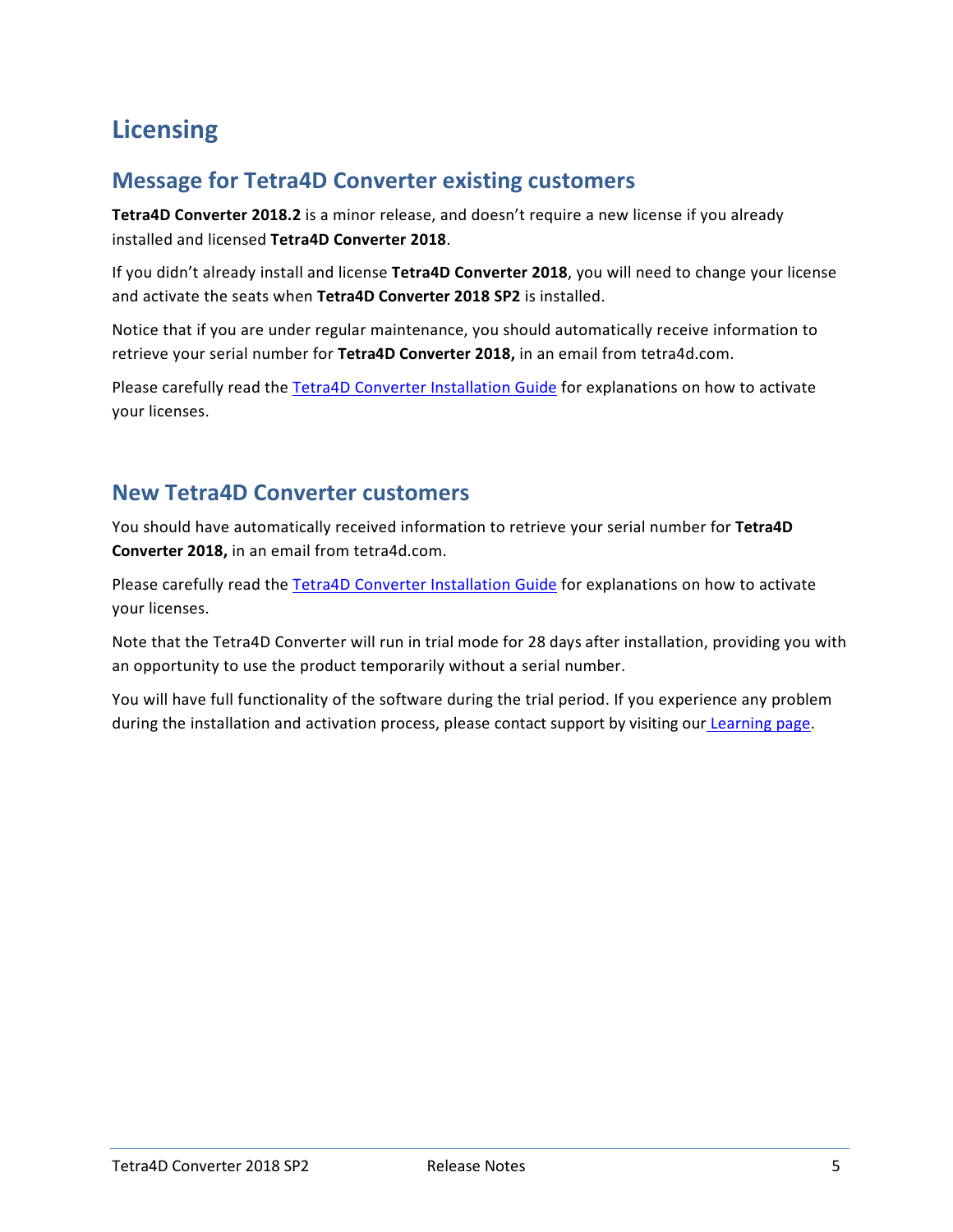# Licensing

## Message for Tetra4D Converter existing customers

**Tetra4D Converter 2018.2** is a minor release, and doesn't require a new license if you already installed and licensed **Tetra4D Converter 2018**.

If you didn't already install and license **Tetra4D Converter 2018**, you will need to change your license and activate the seats when **Tetra4D Converter 2018 SP2** is installed.

Notice that if you are under regular maintenance, you should automatically receive information to retrieve your serial number for **Tetra4D Converter 2018,** in an email from tetra4d.com.

Please carefully read the [Tetra4D Converter Installation Guide]() for explanations on how to activate your licenses.

## New Tetra4D Converter customers

You should have automatically received information to retrieve your serial number for **Tetra4D Converter 2018,** in an email from tetra4d.com.

Please carefully read the [Tetra4D Converter Installation Guide]() for explanations on how to activate your licenses.

Note that the Tetra4D Converter will run in trial mode for 28 days after installation, providing you with an opportunity to use the product temporarily without a serial number.

You will have full functionality of the software during the trial period. If you experience any problem during the installation and activation process, please contact support by visiting our [Learning page]().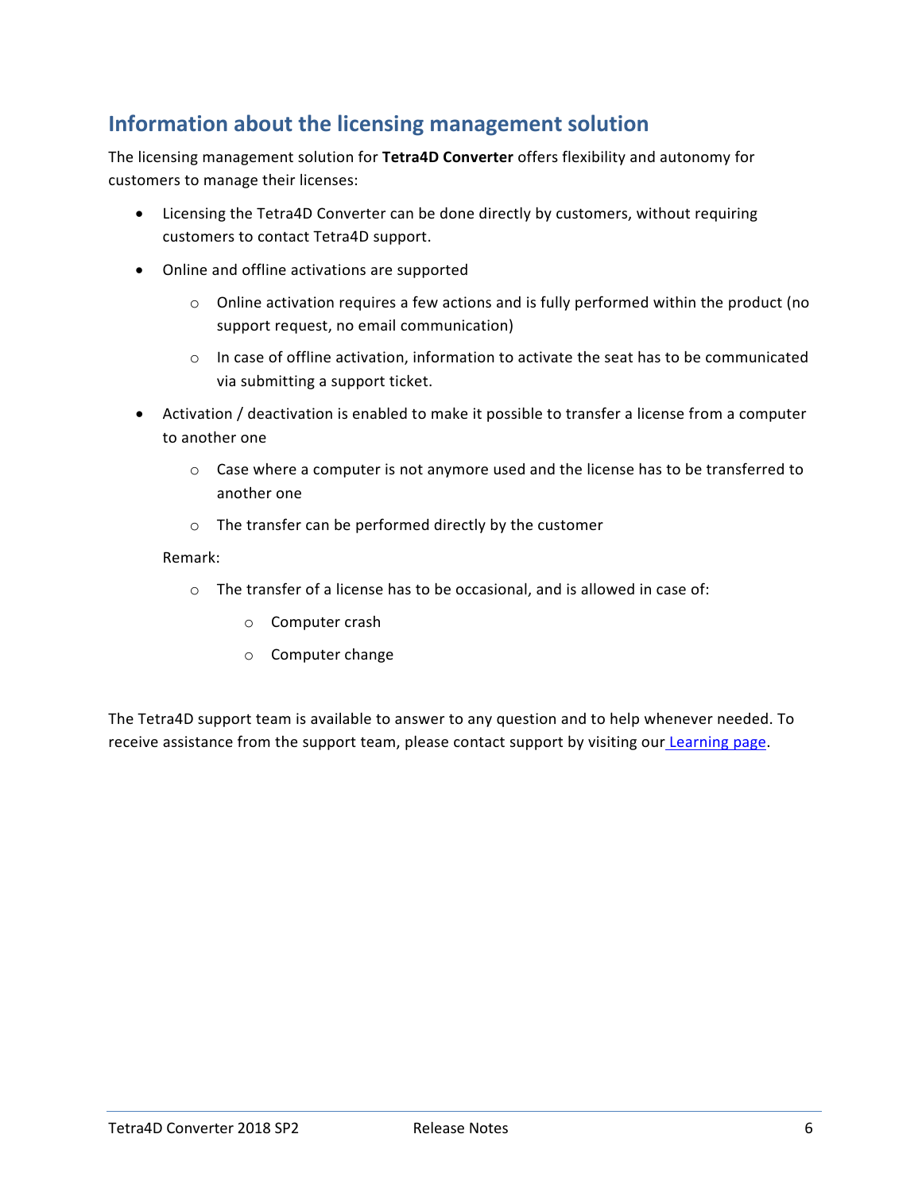## Information about the licensing management solution

The licensing management solution for **Tetra4D Converter** offers flexibility and autonomy for customers to manage their licenses:

- Licensing the Tetra4D Converter can be done directly by customers, without requiring customers to contact Tetra4D support.
- Online and offline activations are supported
  - Online activation requires a few actions and is fully performed within the product (no support request, no email communication)
  - In case of offline activation, information to activate the seat has to be communicated via submitting a support ticket.
- Activation / deactivation is enabled to make it possible to transfer a license from a computer to another one
  - Case where a computer is not anymore used and the license has to be transferred to another one
  - The transfer can be performed directly by the customer

  Remark:

  - The transfer of a license has to be occasional, and is allowed in case of:
    - Computer crash
    - Computer change

The Tetra4D support team is available to answer to any question and to help whenever needed. To receive assistance from the support team, please contact support by visiting our [Learning page](#).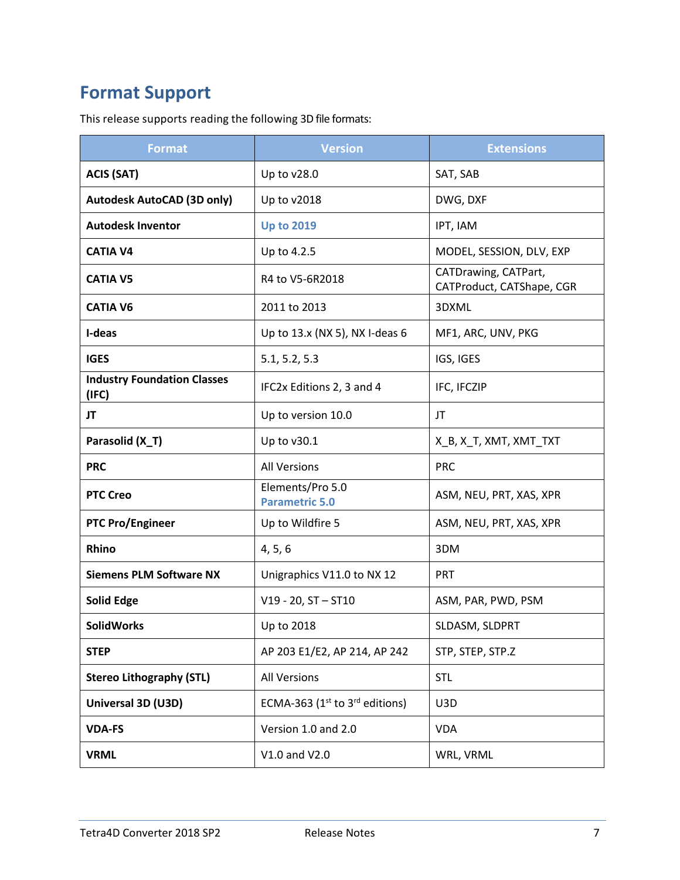## Format Support

This release supports reading the following 3D file formats:

| Format | Version | Extensions |
| --- | --- | --- |
| **ACIS (SAT)** | Up to v28.0 | SAT, SAB |
| **Autodesk AutoCAD (3D only)** | Up to v2018 | DWG, DXF |
| **Autodesk Inventor** | **Up to 2019** | IPT, IAM |
| **CATIA V4** | Up to 4.2.5 | MODEL, SESSION, DLV, EXP |
| **CATIA V5** | R4 to V5-6R2018 | CATDrawing, CATPart, CATProduct, CATShape, CGR |
| **CATIA V6** | 2011 to 2013 | 3DXML |
| **I-deas** | Up to 13.x (NX 5), NX I-deas 6 | MF1, ARC, UNV, PKG |
| **IGES** | 5.1, 5.2, 5.3 | IGS, IGES |
| **Industry Foundation Classes (IFC)** | IFC2x Editions 2, 3 and 4 | IFC, IFCZIP |
| **JT** | Up to version 10.0 | JT |
| **Parasolid (X_T)** | Up to v30.1 | X_B, X_T, XMT, XMT_TXT |
| **PRC** | All Versions | PRC |
| **PTC Creo** | Elements/Pro 5.0 **Parametric 5.0** | ASM, NEU, PRT, XAS, XPR |
| **PTC Pro/Engineer** | Up to Wildfire 5 | ASM, NEU, PRT, XAS, XPR |
| **Rhino** | 4, 5, 6 | 3DM |
| **Siemens PLM Software NX** | Unigraphics V11.0 to NX 12 | PRT |
| **Solid Edge** | V19 - 20, ST – ST10 | ASM, PAR, PWD, PSM |
| **SolidWorks** | Up to 2018 | SLDASM, SLDPRT |
| **STEP** | AP 203 E1/E2, AP 214, AP 242 | STP, STEP, STP.Z |
| **Stereo Lithography (STL)** | All Versions | STL |
| **Universal 3D (U3D)** | ECMA-363 (1st to 3rd editions) | U3D |
| **VDA-FS** | Version 1.0 and 2.0 | VDA |
| **VRML** | V1.0 and V2.0 | WRL, VRML |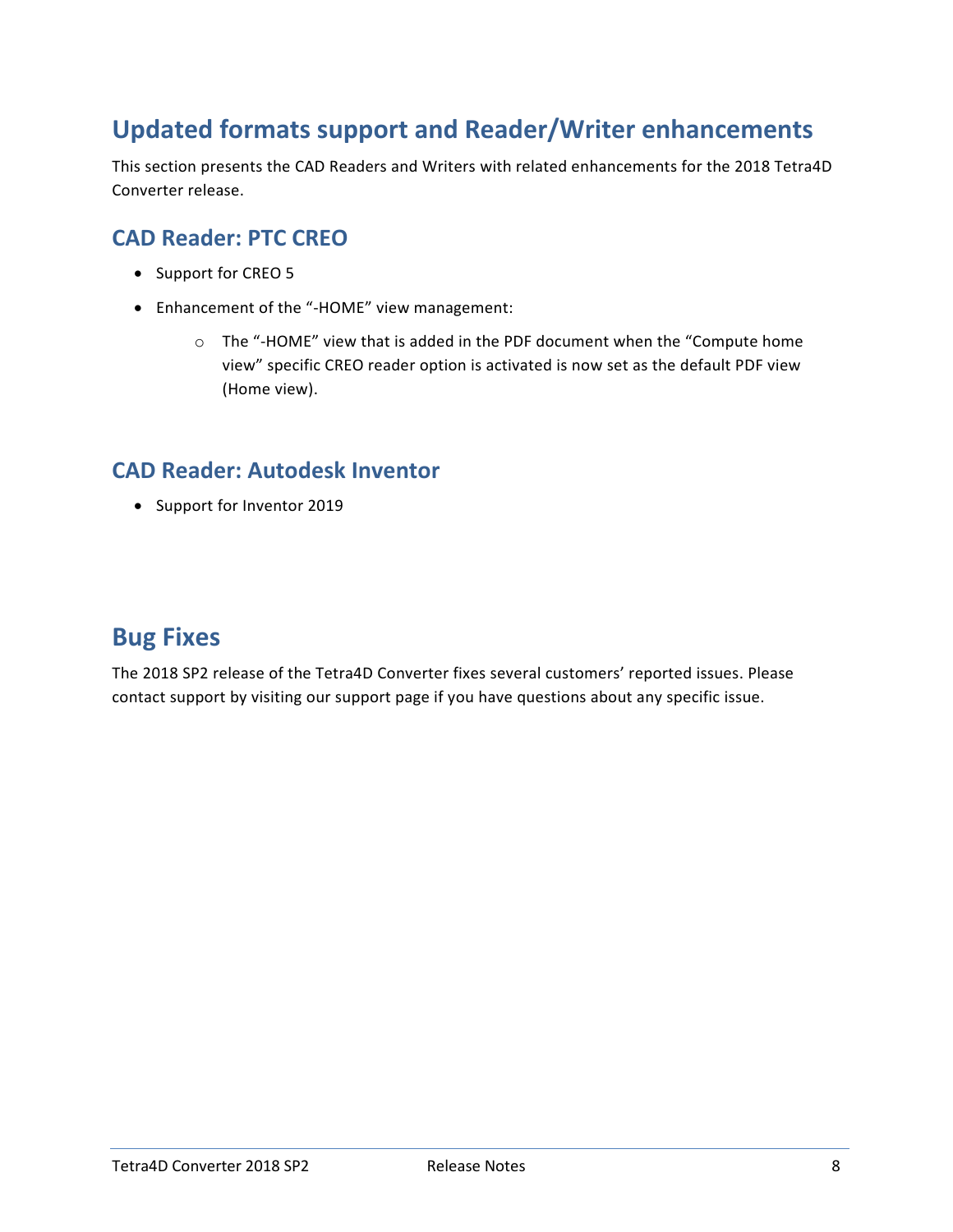## Updated formats support and Reader/Writer enhancements

This section presents the CAD Readers and Writers with related enhancements for the 2018 Tetra4D Converter release.

### CAD Reader: PTC CREO

- Support for CREO 5
- Enhancement of the "-HOME" view management:
  - The "-HOME" view that is added in the PDF document when the "Compute home view" specific CREO reader option is activated is now set as the default PDF view (Home view).

### CAD Reader: Autodesk Inventor

- Support for Inventor 2019

## Bug Fixes

The 2018 SP2 release of the Tetra4D Converter fixes several customers' reported issues. Please contact support by visiting our support page if you have questions about any specific issue.